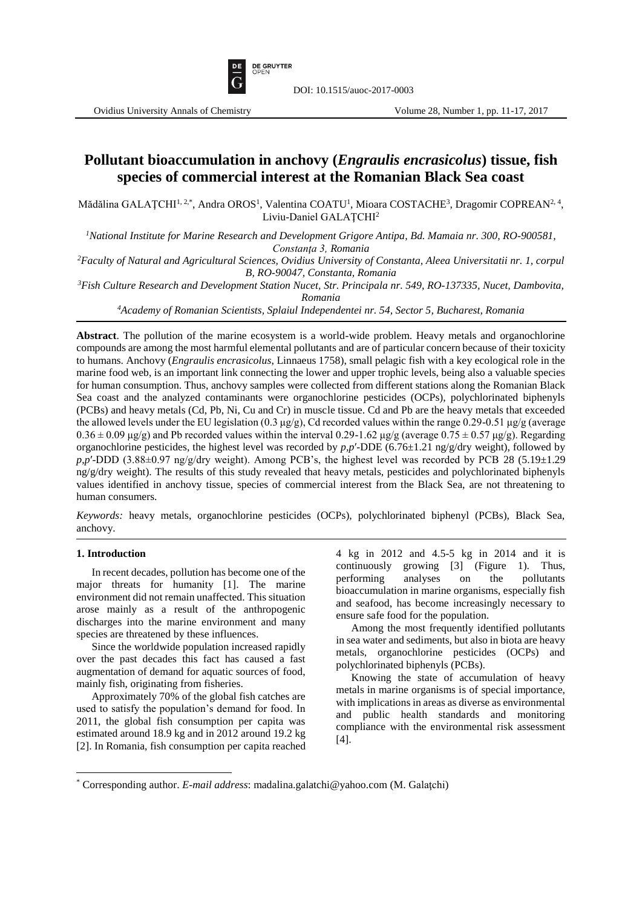# Pollutant bioaccumulation in anchovy (*Engraulis encrasicolus*) tissue, fish species of commercial interest at the Romanian Black Sea coast

Mădălina GALAŢCHI[1, 2,*], Andra OROS[1], Valentina COATU[1], Mioara COSTACHE[3], Dragomir COPREAN[2, 4], Liviu-Daniel GALAŢCHI[2]

[1]National Institute for Marine Research and Development Grigore Antipa, Bd. Mamaia nr. 300, RO-900581, Constanţa 3, Romania

[2]Faculty of Natural and Agricultural Sciences, Ovidius University of Constanta, Aleea Universitatii nr. 1, corpul B, RO-90047, Constanta, Romania

[3]Fish Culture Research and Development Station Nucet, Str. Principala nr. 549, RO-137335, Nucet, Dambovita, Romania

[4]Academy of Romanian Scientists, Splaiul Independentei nr. 54, Sector 5, Bucharest, Romania

**Abstract**. The pollution of the marine ecosystem is a world-wide problem. Heavy metals and organochlorine compounds are among the most harmful elemental pollutants and are of particular concern because of their toxicity to humans. Anchovy (*Engraulis encrasicolus*, Linnaeus 1758), small pelagic fish with a key ecological role in the marine food web, is an important link connecting the lower and upper trophic levels, being also a valuable species for human consumption. Thus, anchovy samples were collected from different stations along the Romanian Black Sea coast and the analyzed contaminants were organochlorine pesticides (OCPs), polychlorinated biphenyls (PCBs) and heavy metals (Cd, Pb, Ni, Cu and Cr) in muscle tissue. Cd and Pb are the heavy metals that exceeded the allowed levels under the EU legislation (0.3 μg/g), Cd recorded values within the range 0.29-0.51 μg/g (average $0.36 \pm 0.09$ μg/g) and Pb recorded values within the interval 0.29-1.62 μg/g (average $0.75 \pm 0.57$ μg/g). Regarding organochlorine pesticides, the highest level was recorded by *p,p′*-DDE ($6.76 \pm 1.21$ ng/g/dry weight), followed by *p,p′*-DDD ($3.88 \pm 0.97$ ng/g/dry weight). Among PCB's, the highest level was recorded by PCB 28 ($5.19 \pm 1.29$ ng/g/dry weight). The results of this study revealed that heavy metals, pesticides and polychlorinated biphenyls values identified in anchovy tissue, species of commercial interest from the Black Sea, are not threatening to human consumers.

*Keywords:* heavy metals, organochlorine pesticides (OCPs), polychlorinated biphenyl (PCBs), Black Sea, anchovy.

## 1. Introduction

In recent decades, pollution has become one of the major threats for humanity [1]. The marine environment did not remain unaffected. This situation arose mainly as a result of the anthropogenic discharges into the marine environment and many species are threatened by these influences.

Since the worldwide population increased rapidly over the past decades this fact has caused a fast augmentation of demand for aquatic sources of food, mainly fish, originating from fisheries.

Approximately 70% of the global fish catches are used to satisfy the population's demand for food. In 2011, the global fish consumption per capita was estimated around 18.9 kg and in 2012 around 19.2 kg [2]. In Romania, fish consumption per capita reached 4 kg in 2012 and 4.5-5 kg in 2014 and it is continuously growing [3] (Figure 1). Thus, performing analyses on the pollutants bioaccumulation in marine organisms, especially fish and seafood, has become increasingly necessary to ensure safe food for the population.

Among the most frequently identified pollutants in sea water and sediments, but also in biota are heavy metals, organochlorine pesticides (OCPs) and polychlorinated biphenyls (PCBs).

Knowing the state of accumulation of heavy metals in marine organisms is of special importance, with implications in areas as diverse as environmental and public health standards and monitoring compliance with the environmental risk assessment [4].

* Corresponding author. *E-mail address*: madalina.galatchi@yahoo.com (M. Galaţchi)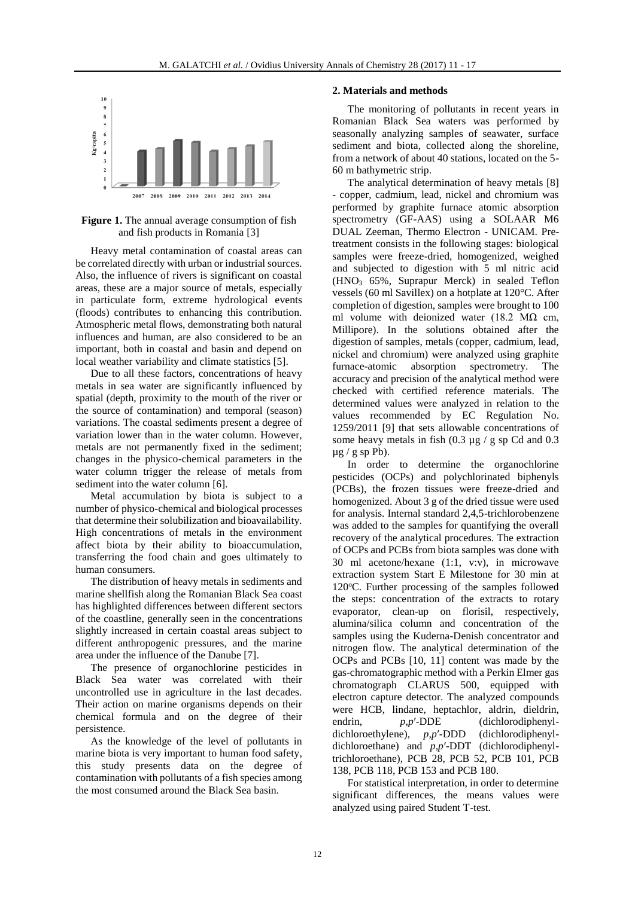**Figure 1.** The annual average consumption of fish and fish products in Romania [3]

Heavy metal contamination of coastal areas can be correlated directly with urban or industrial sources. Also, the influence of rivers is significant on coastal areas, these are a major source of metals, especially in particulate form, extreme hydrological events (floods) contributes to enhancing this contribution. Atmospheric metal flows, demonstrating both natural influences and human, are also considered to be an important, both in coastal and basin and depend on local weather variability and climate statistics [5].

Due to all these factors, concentrations of heavy metals in sea water are significantly influenced by spatial (depth, proximity to the mouth of the river or the source of contamination) and temporal (season) variations. The coastal sediments present a degree of variation lower than in the water column. However, metals are not permanently fixed in the sediment; changes in the physico-chemical parameters in the water column trigger the release of metals from sediment into the water column [6].

Metal accumulation by biota is subject to a number of physico-chemical and biological processes that determine their solubilization and bioavailability. High concentrations of metals in the environment affect biota by their ability to bioaccumulation, transferring the food chain and goes ultimately to human consumers.

The distribution of heavy metals in sediments and marine shellfish along the Romanian Black Sea coast has highlighted differences between different sectors of the coastline, generally seen in the concentrations slightly increased in certain coastal areas subject to different anthropogenic pressures, and the marine area under the influence of the Danube [7].

The presence of organochlorine pesticides in Black Sea water was correlated with their uncontrolled use in agriculture in the last decades. Their action on marine organisms depends on their chemical formula and on the degree of their persistence.

As the knowledge of the level of pollutants in marine biota is very important to human food safety, this study presents data on the degree of contamination with pollutants of a fish species among the most consumed around the Black Sea basin.

## 2. Materials and methods

The monitoring of pollutants in recent years in Romanian Black Sea waters was performed by seasonally analyzing samples of seawater, surface sediment and biota, collected along the shoreline, from a network of about 40 stations, located on the 5-60 m bathymetric strip.

The analytical determination of heavy metals [8] - copper, cadmium, lead, nickel and chromium was performed by graphite furnace atomic absorption spectrometry (GF-AAS) using a SOLAAR M6 DUAL Zeeman, Thermo Electron - UNICAM. Pre-treatment consists in the following stages: biological samples were freeze-dried, homogenized, weighed and subjected to digestion with 5 ml nitric acid ($HNO_3$ 65%, Suprapur Merck) in sealed Teflon vessels (60 ml Savillex) on a hotplate at 120°C. After completion of digestion, samples were brought to 100 ml volume with deionized water (18.2 MΩ cm, Millipore). In the solutions obtained after the digestion of samples, metals (copper, cadmium, lead, nickel and chromium) were analyzed using graphite furnace-atomic absorption spectrometry. The accuracy and precision of the analytical method were checked with certified reference materials. The determined values were analyzed in relation to the values recommended by EC Regulation No. 1259/2011 [9] that sets allowable concentrations of some heavy metals in fish (0.3 µg / g sp Cd and 0.3 µg / g sp Pb).

In order to determine the organochlorine pesticides (OCPs) and polychlorinated biphenyls (PCBs), the frozen tissues were freeze-dried and homogenized. About 3 g of the dried tissue were used for analysis. Internal standard 2,4,5-trichlorobenzene was added to the samples for quantifying the overall recovery of the analytical procedures. The extraction of OCPs and PCBs from biota samples was done with 30 ml acetone/hexane (1:1, v:v), in microwave extraction system Start E Milestone for 30 min at 120°C. Further processing of the samples followed the steps: concentration of the extracts to rotary evaporator, clean-up on florisil, respectively, alumina/silica column and concentration of the samples using the Kuderna-Denish concentrator and nitrogen flow. The analytical determination of the OCPs and PCBs [10, 11] content was made by the gas-chromatographic method with a Perkin Elmer gas chromatograph CLARUS 500, equipped with electron capture detector. The analyzed compounds were HCB, lindane, heptachlor, aldrin, dieldrin, endrin, *p,p′*-DDE (dichlorodiphenyl-dichloroethylene), *p,p′*-DDD (dichlorodiphenyl-dichloroethane) and *p,p′*-DDT (dichlorodiphenyl-trichloroethane), PCB 28, PCB 52, PCB 101, PCB 138, PCB 118, PCB 153 and PCB 180.

For statistical interpretation, in order to determine significant differences, the means values were analyzed using paired Student T-test.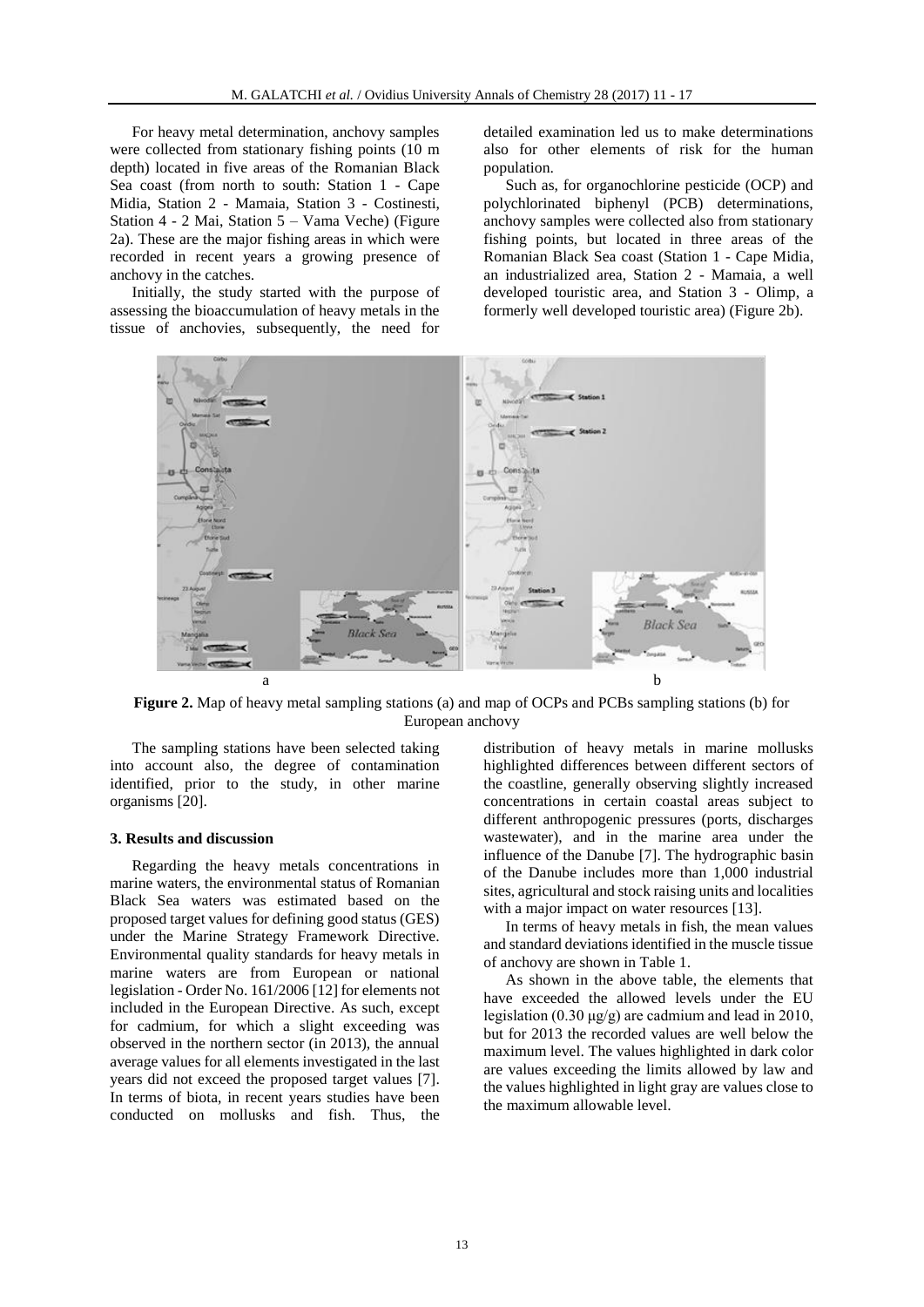For heavy metal determination, anchovy samples were collected from stationary fishing points (10 m depth) located in five areas of the Romanian Black Sea coast (from north to south: Station 1 - Cape Midia, Station 2 - Mamaia, Station 3 - Costinesti, Station 4 - 2 Mai, Station 5 – Vama Veche) (Figure 2a). These are the major fishing areas in which were recorded in recent years a growing presence of anchovy in the catches.

Initially, the study started with the purpose of assessing the bioaccumulation of heavy metals in the tissue of anchovies, subsequently, the need for detailed examination led us to make determinations also for other elements of risk for the human population.

Such as, for organochlorine pesticide (OCP) and polychlorinated biphenyl (PCB) determinations, anchovy samples were collected also from stationary fishing points, but located in three areas of the Romanian Black Sea coast (Station 1 - Cape Midia, an industrialized area, Station 2 - Mamaia, a well developed touristic area, and Station 3 - Olimp, a formerly well developed touristic area) (Figure 2b).

**Figure 2.** Map of heavy metal sampling stations (a) and map of OCPs and PCBs sampling stations (b) for European anchovy

The sampling stations have been selected taking into account also, the degree of contamination identified, prior to the study, in other marine organisms [20].

### 3. Results and discussion

Regarding the heavy metals concentrations in marine waters, the environmental status of Romanian Black Sea waters was estimated based on the proposed target values for defining good status (GES) under the Marine Strategy Framework Directive. Environmental quality standards for heavy metals in marine waters are from European or national legislation - Order No. 161/2006 [12] for elements not included in the European Directive. As such, except for cadmium, for which a slight exceeding was observed in the northern sector (in 2013), the annual average values for all elements investigated in the last years did not exceed the proposed target values [7]. In terms of biota, in recent years studies have been conducted on mollusks and fish. Thus, the distribution of heavy metals in marine mollusks highlighted differences between different sectors of the coastline, generally observing slightly increased concentrations in certain coastal areas subject to different anthropogenic pressures (ports, discharges wastewater), and in the marine area under the influence of the Danube [7]. The hydrographic basin of the Danube includes more than 1,000 industrial sites, agricultural and stock raising units and localities with a major impact on water resources [13].

In terms of heavy metals in fish, the mean values and standard deviations identified in the muscle tissue of anchovy are shown in Table 1.

As shown in the above table, the elements that have exceeded the allowed levels under the EU legislation (0.30 μg/g) are cadmium and lead in 2010, but for 2013 the recorded values are well below the maximum level. The values highlighted in dark color are values exceeding the limits allowed by law and the values highlighted in light gray are values close to the maximum allowable level.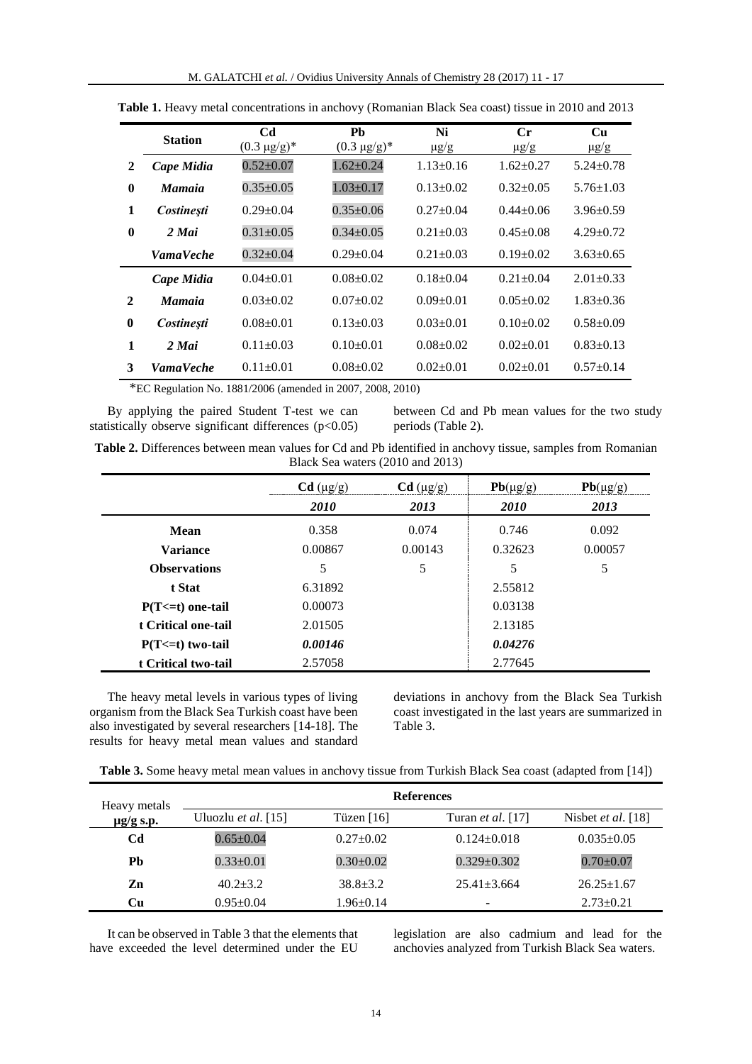**Table 1.** Heavy metal concentrations in anchovy (Romanian Black Sea coast) tissue in 2010 and 2013

| | Station | Cd (0.3 μg/g)* | Pb (0.3 μg/g)* | Ni μg/g | Cr μg/g | Cu μg/g |
|---|---|---|---|---|---|---|
| 2 | *Cape Midia* | 0.52±0.07 | 1.62±0.24 | 1.13±0.16 | 1.62±0.27 | 5.24±0.78 |
| 0 | *Mamaia* | 0.35±0.05 | 1.03±0.17 | 0.13±0.02 | 0.32±0.05 | 5.76±1.03 |
| 1 | *Costinești* | 0.29±0.04 | 0.35±0.06 | 0.27±0.04 | 0.44±0.06 | 3.96±0.59 |
| 0 | *2 Mai* | 0.31±0.05 | 0.34±0.05 | 0.21±0.03 | 0.45±0.08 | 4.29±0.72 |
| | *VamaVeche* | 0.32±0.04 | 0.29±0.04 | 0.21±0.03 | 0.19±0.02 | 3.63±0.65 |
| | *Cape Midia* | 0.04±0.01 | 0.08±0.02 | 0.18±0.04 | 0.21±0.04 | 2.01±0.33 |
| 2 | *Mamaia* | 0.03±0.02 | 0.07±0.02 | 0.09±0.01 | 0.05±0.02 | 1.83±0.36 |
| 0 | *Costinești* | 0.08±0.01 | 0.13±0.03 | 0.03±0.01 | 0.10±0.02 | 0.58±0.09 |
| 1 | *2 Mai* | 0.11±0.03 | 0.10±0.01 | 0.08±0.02 | 0.02±0.01 | 0.83±0.13 |
| 3 | *VamaVeche* | 0.11±0.01 | 0.08±0.02 | 0.02±0.01 | 0.02±0.01 | 0.57±0.14 |

*EC Regulation No. 1881/2006 (amended in 2007, 2008, 2010)

By applying the paired Student T-test we can statistically observe significant differences ($p<0.05$) between Cd and Pb mean values for the two study periods (Table 2).

**Table 2.** Differences between mean values for Cd and Pb identified in anchovy tissue, samples from Romanian Black Sea waters (2010 and 2013)

| | **Cd** (μg/g) | **Cd** (μg/g) | **Pb**(μg/g) | **Pb**(μg/g) |
|---|---|---|---|---|
| | ***2010*** | ***2013*** | ***2010*** | ***2013*** |
| **Mean** | 0.358 | 0.074 | 0.746 | 0.092 |
| **Variance** | 0.00867 | 0.00143 | 0.32623 | 0.00057 |
| **Observations** | 5 | 5 | 5 | 5 |
| **t Stat** | 6.31892 | | 2.55812 | |
| **P(T<=t) one-tail** | 0.00073 | | 0.03138 | |
| **t Critical one-tail** | 2.01505 | | 2.13185 | |
| **P(T<=t) two-tail** | ***0.00146*** | | ***0.04276*** | |
| **t Critical two-tail** | 2.57058 | | 2.77645 | |

The heavy metal levels in various types of living organism from the Black Sea Turkish coast have been also investigated by several researchers [14-18]. The results for heavy metal mean values and standard deviations in anchovy from the Black Sea Turkish coast investigated in the last years are summarized in Table 3.

**Table 3.** Some heavy metal mean values in anchovy tissue from Turkish Black Sea coast (adapted from [14])

| Heavy metals μg/g s.p. | References | | | |
|---|---|---|---|---|
| | Uluozlu *et al.* [15] | Tüzen [16] | Turan *et al.* [17] | Nisbet *et al.* [18] |
| **Cd** | 0.65±0.04 | 0.27±0.02 | 0.124±0.018 | 0.035±0.05 |
| **Pb** | 0.33±0.01 | 0.30±0.02 | 0.329±0.302 | 0.70±0.07 |
| **Zn** | 40.2±3.2 | 38.8±3.2 | 25.41±3.664 | 26.25±1.67 |
| **Cu** | 0.95±0.04 | 1.96±0.14 | - | 2.73±0.21 |

It can be observed in Table 3 that the elements that have exceeded the level determined under the EU legislation are also cadmium and lead for the anchovies analyzed from Turkish Black Sea waters.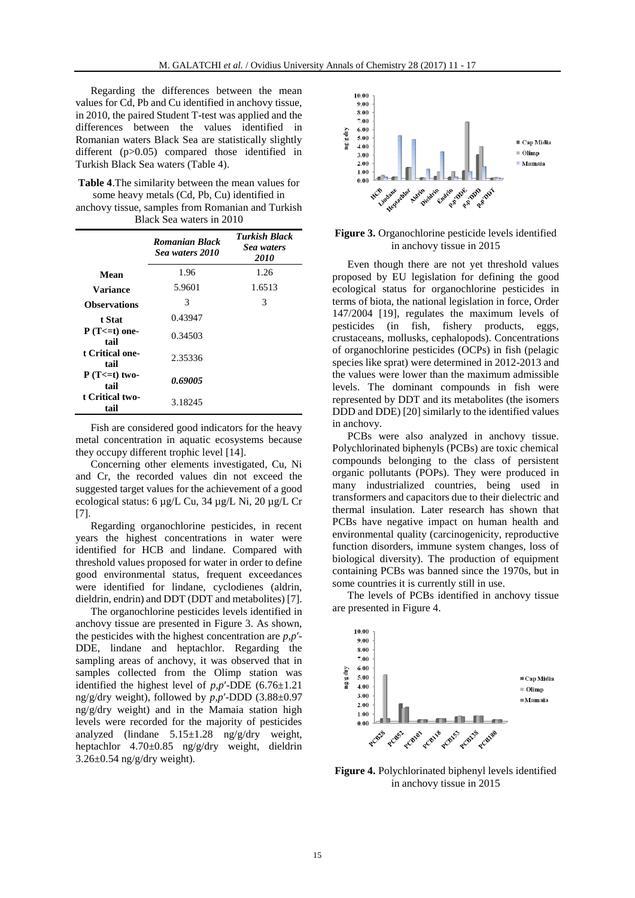Regarding the differences between the mean values for Cd, Pb and Cu identified in anchovy tissue, in 2010, the paired Student T-test was applied and the differences between the values identified in Romanian waters Black Sea are statistically slightly different (p>0.05) compared those identified in Turkish Black Sea waters (Table 4).

**Table 4**.The similarity between the mean values for some heavy metals (Cd, Pb, Cu) identified in anchovy tissue, samples from Romanian and Turkish Black Sea waters in 2010

| | *Romanian Black Sea waters 2010* | *Turkish Black Sea waters 2010* |
|---|---|---|
| **Mean** | 1.96 | 1.26 |
| **Variance** | 5.9601 | 1.6513 |
| **Observations** | 3 | 3 |
| **t Stat** | 0.43947 | |
| **P (T<=t) one-tail** | 0.34503 | |
| **t Critical one-tail** | 2.35336 | |
| **P (T<=t) two-tail** | ***0.69005*** | |
| **t Critical two-tail** | 3.18245 | |

Fish are considered good indicators for the heavy metal concentration in aquatic ecosystems because they occupy different trophic level [14].

Concerning other elements investigated, Cu, Ni and Cr, the recorded values din not exceed the suggested target values for the achievement of a good ecological status: 6 µg/L Cu, 34 µg/L Ni, 20 µg/L Cr [7].

Regarding organochlorine pesticides, in recent years the highest concentrations in water were identified for HCB and lindane. Compared with threshold values proposed for water in order to define good environmental status, frequent exceedances were identified for lindane, cyclodienes (aldrin, dieldrin, endrin) and DDT (DDT and metabolites) [7].

The organochlorine pesticides levels identified in anchovy tissue are presented in Figure 3. As shown, the pesticides with the highest concentration are *p,p′*-DDE, lindane and heptachlor. Regarding the sampling areas of anchovy, it was observed that in samples collected from the Olimp station was identified the highest level of *p,p′*-DDE (6.76±1.21 ng/g/dry weight), followed by *p,p′*-DDD (3.88±0.97 ng/g/dry weight) and in the Mamaia station high levels were recorded for the majority of pesticides analyzed (lindane 5.15±1.28 ng/g/dry weight, heptachlor 4.70±0.85 ng/g/dry weight, dieldrin 3.26±0.54 ng/g/dry weight).

**Figure 3.** Organochlorine pesticide levels identified in anchovy tissue in 2015

Even though there are not yet threshold values proposed by EU legislation for defining the good ecological status for organochlorine pesticides in terms of biota, the national legislation in force, Order 147/2004 [19], regulates the maximum levels of pesticides (in fish, fishery products, eggs, crustaceans, mollusks, cephalopods). Concentrations of organochlorine pesticides (OCPs) in fish (pelagic species like sprat) were determined in 2012-2013 and the values were lower than the maximum admissible levels. The dominant compounds in fish were represented by DDT and its metabolites (the isomers DDD and DDE) [20] similarly to the identified values in anchovy.

PCBs were also analyzed in anchovy tissue. Polychlorinated biphenyls (PCBs) are toxic chemical compounds belonging to the class of persistent organic pollutants (POPs). They were produced in many industrialized countries, being used in transformers and capacitors due to their dielectric and thermal insulation. Later research has shown that PCBs have negative impact on human health and environmental quality (carcinogenicity, reproductive function disorders, immune system changes, loss of biological diversity). The production of equipment containing PCBs was banned since the 1970s, but in some countries it is currently still in use.

The levels of PCBs identified in anchovy tissue are presented in Figure 4.

**Figure 4.** Polychlorinated biphenyl levels identified in anchovy tissue in 2015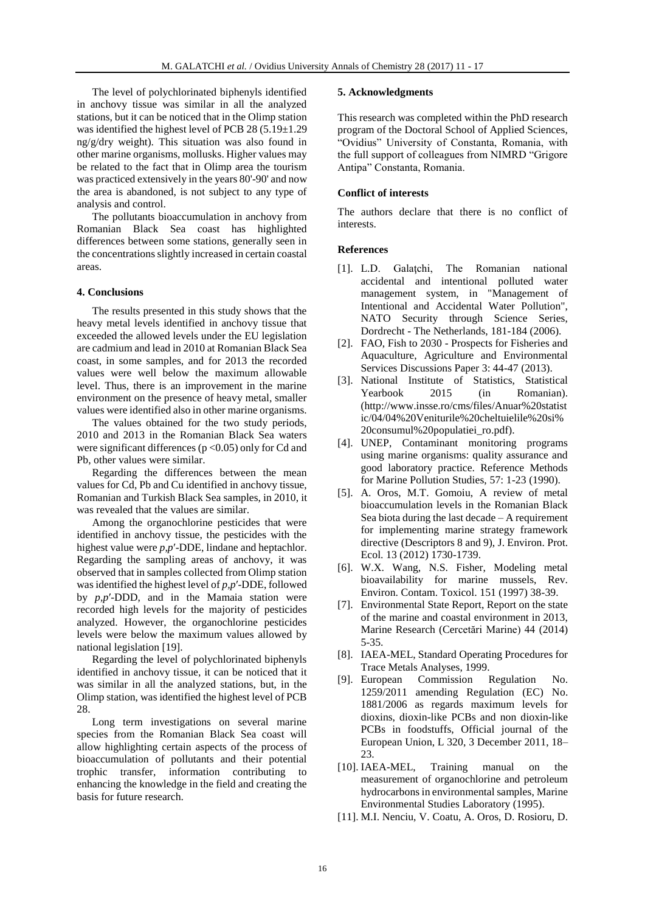The level of polychlorinated biphenyls identified in anchovy tissue was similar in all the analyzed stations, but it can be noticed that in the Olimp station was identified the highest level of PCB 28 (5.19±1.29 ng/g/dry weight). This situation was also found in other marine organisms, mollusks. Higher values may be related to the fact that in Olimp area the tourism was practiced extensively in the years 80'-90' and now the area is abandoned, is not subject to any type of analysis and control.

The pollutants bioaccumulation in anchovy from Romanian Black Sea coast has highlighted differences between some stations, generally seen in the concentrations slightly increased in certain coastal areas.

#### 4. Conclusions

The results presented in this study shows that the heavy metal levels identified in anchovy tissue that exceeded the allowed levels under the EU legislation are cadmium and lead in 2010 at Romanian Black Sea coast, in some samples, and for 2013 the recorded values were well below the maximum allowable level. Thus, there is an improvement in the marine environment on the presence of heavy metal, smaller values were identified also in other marine organisms.

The values obtained for the two study periods, 2010 and 2013 in the Romanian Black Sea waters were significant differences ($p < 0.05$) only for Cd and Pb, other values were similar.

Regarding the differences between the mean values for Cd, Pb and Cu identified in anchovy tissue, Romanian and Turkish Black Sea samples, in 2010, it was revealed that the values are similar.

Among the organochlorine pesticides that were identified in anchovy tissue, the pesticides with the highest value were *p,p′*-DDE, lindane and heptachlor. Regarding the sampling areas of anchovy, it was observed that in samples collected from Olimp station was identified the highest level of *p,p′*-DDE, followed by *p,p′*-DDD, and in the Mamaia station were recorded high levels for the majority of pesticides analyzed. However, the organochlorine pesticides levels were below the maximum values allowed by national legislation [19].

Regarding the level of polychlorinated biphenyls identified in anchovy tissue, it can be noticed that it was similar in all the analyzed stations, but, in the Olimp station, was identified the highest level of PCB 28.

Long term investigations on several marine species from the Romanian Black Sea coast will allow highlighting certain aspects of the process of bioaccumulation of pollutants and their potential trophic transfer, information contributing to enhancing the knowledge in the field and creating the basis for future research.

#### 5. Acknowledgments

This research was completed within the PhD research program of the Doctoral School of Applied Sciences, "Ovidius" University of Constanta, Romania, with the full support of colleagues from NIMRD "Grigore Antipa" Constanta, Romania.

#### Conflict of interests

The authors declare that there is no conflict of interests.

#### References

[1]. L.D. Galaţchi, The Romanian national accidental and intentional polluted water management system, in "Management of Intentional and Accidental Water Pollution", NATO Security through Science Series, Dordrecht - The Netherlands, 181-184 (2006).

[2]. FAO, Fish to 2030 - Prospects for Fisheries and Aquaculture, Agriculture and Environmental Services Discussions Paper 3: 44-47 (2013).

[3]. National Institute of Statistics, Statistical Yearbook 2015 (in Romanian). (http://www.insse.ro/cms/files/Anuar%20statistic/04/04%20Veniturile%20cheltuielile%20si%20consumul%20populatiei_ro.pdf).

[4]. UNEP, Contaminant monitoring programs using marine organisms: quality assurance and good laboratory practice. Reference Methods for Marine Pollution Studies, 57: 1-23 (1990).

[5]. A. Oros, M.T. Gomoiu, A review of metal bioaccumulation levels in the Romanian Black Sea biota during the last decade – A requirement for implementing marine strategy framework directive (Descriptors 8 and 9), J. Environ. Prot. Ecol. 13 (2012) 1730-1739.

[6]. W.X. Wang, N.S. Fisher, Modeling metal bioavailability for marine mussels, Rev. Environ. Contam. Toxicol. 151 (1997) 38-39.

[7]. Environmental State Report, Report on the state of the marine and coastal environment in 2013, Marine Research (Cercetări Marine) 44 (2014) 5-35.

[8]. IAEA-MEL, Standard Operating Procedures for Trace Metals Analyses, 1999.

[9]. European Commission Regulation No. 1259/2011 amending Regulation (EC) No. 1881/2006 as regards maximum levels for dioxins, dioxin-like PCBs and non dioxin-like PCBs in foodstuffs, Official journal of the European Union, L 320, 3 December 2011, 18–23.

[10]. IAEA-MEL, Training manual on the measurement of organochlorine and petroleum hydrocarbons in environmental samples, Marine Environmental Studies Laboratory (1995).

[11]. M.I. Nenciu, V. Coatu, A. Oros, D. Rosioru, D.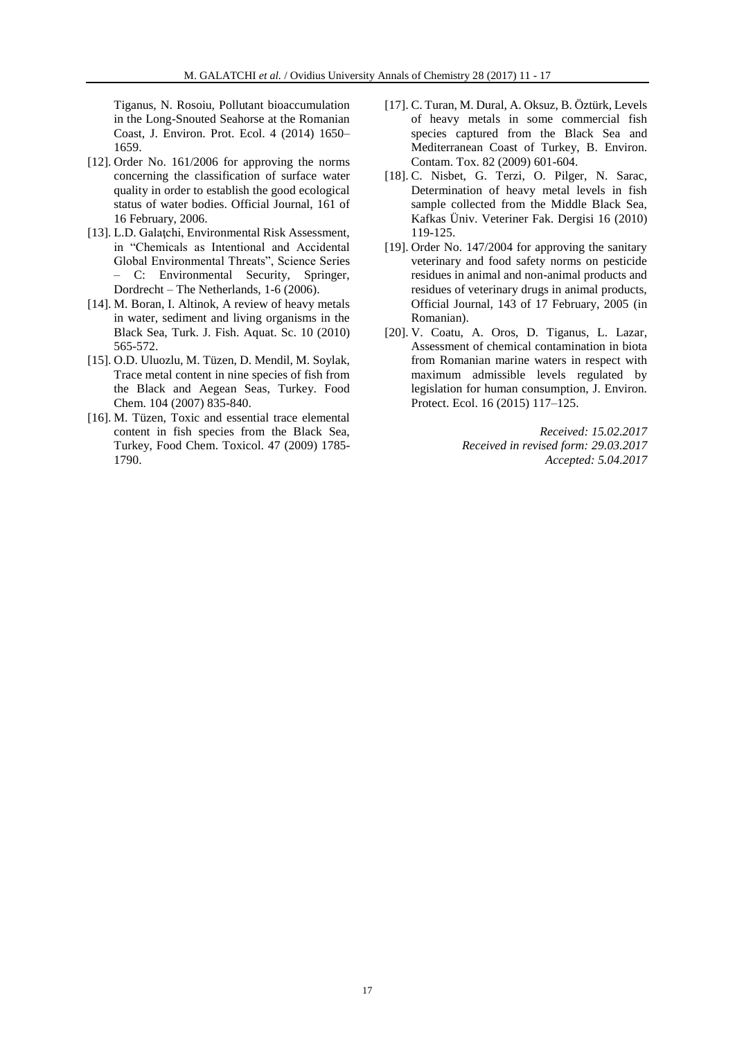Tiganus, N. Rosoiu, Pollutant bioaccumulation in the Long-Snouted Seahorse at the Romanian Coast, J. Environ. Prot. Ecol. 4 (2014) 1650–1659.

[12]. Order No. 161/2006 for approving the norms concerning the classification of surface water quality in order to establish the good ecological status of water bodies. Official Journal, 161 of 16 February, 2006.

[13]. L.D. Galaţchi, Environmental Risk Assessment, in "Chemicals as Intentional and Accidental Global Environmental Threats", Science Series – C: Environmental Security, Springer, Dordrecht – The Netherlands, 1-6 (2006).

[14]. M. Boran, I. Altinok, A review of heavy metals in water, sediment and living organisms in the Black Sea, Turk. J. Fish. Aquat. Sc. 10 (2010) 565-572.

[15]. O.D. Uluozlu, M. Tüzen, D. Mendil, M. Soylak, Trace metal content in nine species of fish from the Black and Aegean Seas, Turkey. Food Chem. 104 (2007) 835-840.

[16]. M. Tüzen, Toxic and essential trace elemental content in fish species from the Black Sea, Turkey, Food Chem. Toxicol. 47 (2009) 1785-1790.

[17]. C. Turan, M. Dural, A. Oksuz, B. Öztürk, Levels of heavy metals in some commercial fish species captured from the Black Sea and Mediterranean Coast of Turkey, B. Environ. Contam. Tox. 82 (2009) 601-604.

[18]. C. Nisbet, G. Terzi, O. Pilger, N. Sarac, Determination of heavy metal levels in fish sample collected from the Middle Black Sea, Kafkas Üniv. Veteriner Fak. Dergisi 16 (2010) 119-125.

[19]. Order No. 147/2004 for approving the sanitary veterinary and food safety norms on pesticide residues in animal and non-animal products and residues of veterinary drugs in animal products, Official Journal, 143 of 17 February, 2005 (in Romanian).

[20]. V. Coatu, A. Oros, D. Tiganus, L. Lazar, Assessment of chemical contamination in biota from Romanian marine waters in respect with maximum admissible levels regulated by legislation for human consumption, J. Environ. Protect. Ecol. 16 (2015) 117–125.

*Received: 15.02.2017*
*Received in revised form: 29.03.2017*
*Accepted: 5.04.2017*